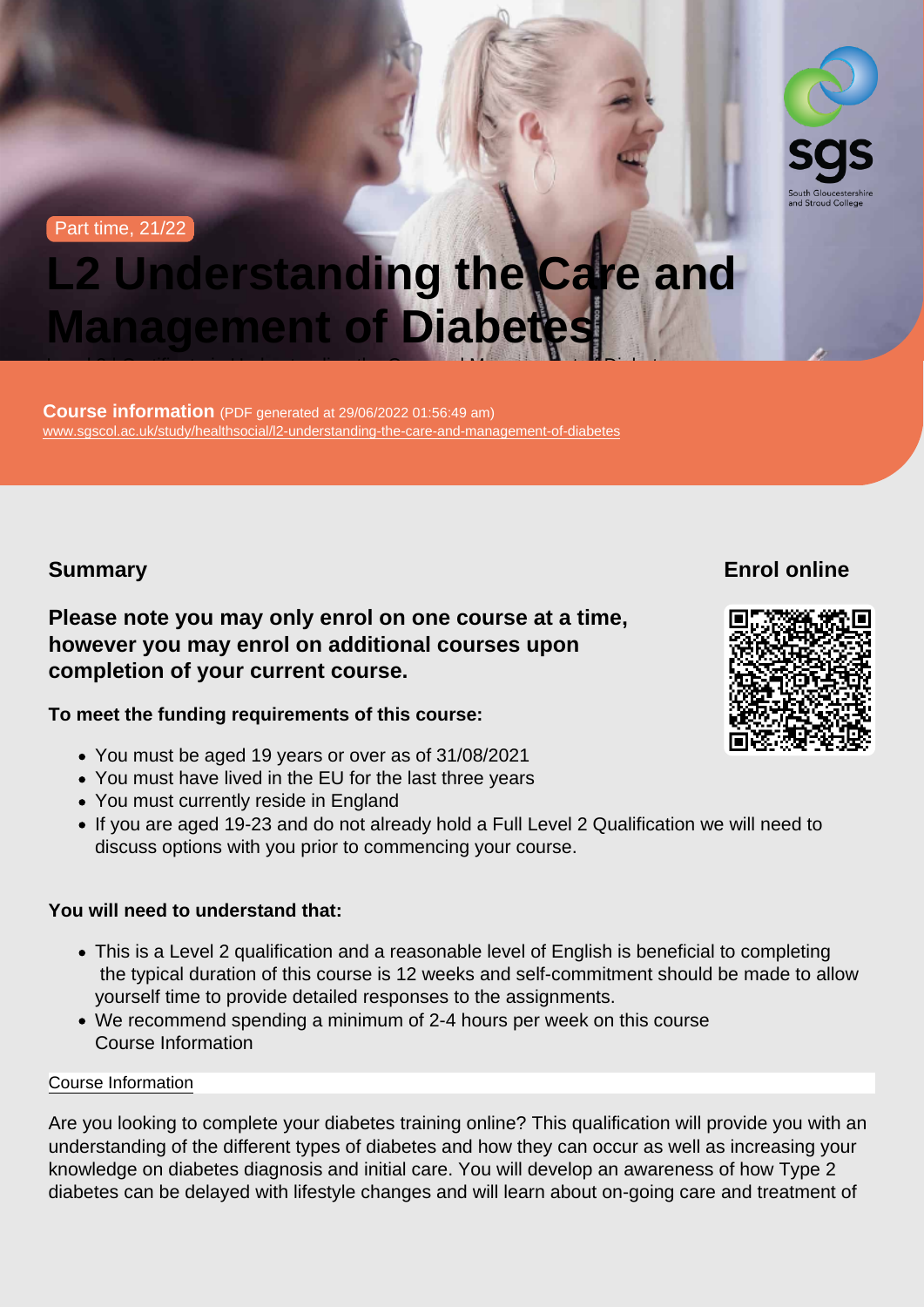Part time, 21/22

# L2 Understanding the Care and Management of Diabetes

Level 2 Certificate in Understanding the Care and Management of Diabetes

**Course information** (PDF generated at 29/06/2022 01:56:49 am)
www.sgscol.ac.uk/study/healthsocial/l2-understanding-the-care-and-management-of-diabetes

## Summary

**Please note you may only enrol on one course at a time, however you may enrol on additional courses upon completion of your current course.**

**To meet the funding requirements of this course:**

- You must be aged 19 years or over as of 31/08/2021
- You must have lived in the EU for the last three years
- You must currently reside in England
- If you are aged 19-23 and do not already hold a Full Level 2 Qualification we will need to discuss options with you prior to commencing your course.

**You will need to understand that:**

- This is a Level 2 qualification and a reasonable level of English is beneficial to completing the typical duration of this course is 12 weeks and self-commitment should be made to allow yourself time to provide detailed responses to the assignments.
- We recommend spending a minimum of 2-4 hours per week on this course
  Course Information

## Enrol online

Course Information

Are you looking to complete your diabetes training online? This qualification will provide you with an understanding of the different types of diabetes and how they can occur as well as increasing your knowledge on diabetes diagnosis and initial care. You will develop an awareness of how Type 2 diabetes can be delayed with lifestyle changes and will learn about on-going care and treatment of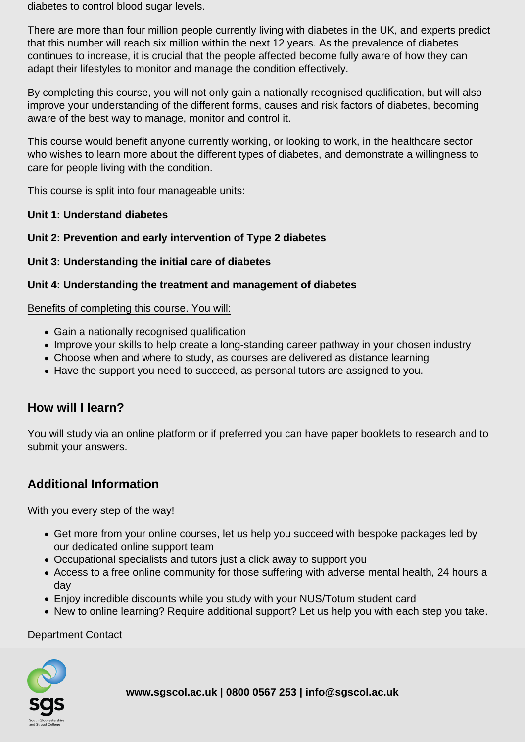diabetes to control blood sugar levels.

There are more than four million people currently living with diabetes in the UK, and experts predict that this number will reach six million within the next 12 years. As the prevalence of diabetes continues to increase, it is crucial that the people affected become fully aware of how they can adapt their lifestyles to monitor and manage the condition effectively.

By completing this course, you will not only gain a nationally recognised qualification, but will also improve your understanding of the different forms, causes and risk factors of diabetes, becoming aware of the best way to manage, monitor and control it.

This course would benefit anyone currently working, or looking to work, in the healthcare sector who wishes to learn more about the different types of diabetes, and demonstrate a willingness to care for people living with the condition.

This course is split into four manageable units:

**Unit 1: Understand diabetes**

**Unit 2: Prevention and early intervention of Type 2 diabetes**

**Unit 3: Understanding the initial care of diabetes**

**Unit 4: Understanding the treatment and management of diabetes**

Benefits of completing this course. You will:

- Gain a nationally recognised qualification
- Improve your skills to help create a long-standing career pathway in your chosen industry
- Choose when and where to study, as courses are delivered as distance learning
- Have the support you need to succeed, as personal tutors are assigned to you.

## How will I learn?

You will study via an online platform or if preferred you can have paper booklets to research and to submit your answers.

## Additional Information

With you every step of the way!

- Get more from your online courses, let us help you succeed with bespoke packages led by our dedicated online support team
- Occupational specialists and tutors just a click away to support you
- Access to a free online community for those suffering with adverse mental health, 24 hours a day
- Enjoy incredible discounts while you study with your NUS/Totum student card
- New to online learning? Require additional support? Let us help you with each step you take.

Department Contact

sgs
South Gloucestershire and Stroud College

**www.sgscol.ac.uk | 0800 0567 253 | info@sgscol.ac.uk**